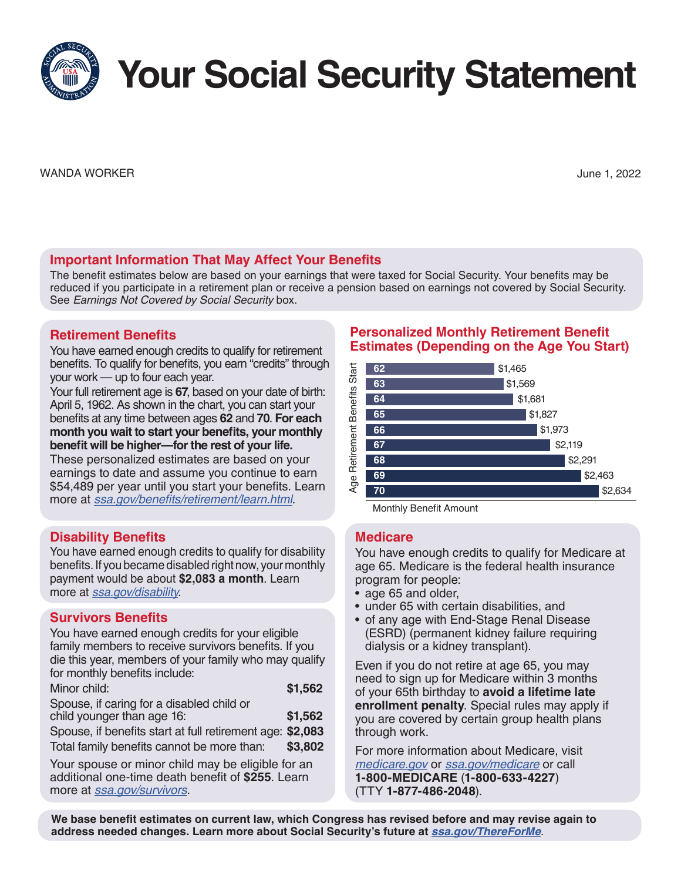# Your Social Security Statement

WANDA WORKER

June 1, 2022

## Important Information That May Affect Your Benefits

The benefit estimates below are based on your earnings that were taxed for Social Security. Your benefits may be reduced if you participate in a retirement plan or receive a pension based on earnings not covered by Social Security. See *Earnings Not Covered by Social Security* box.

## Retirement Benefits

You have earned enough credits to qualify for retirement benefits. To qualify for benefits, you earn "credits" through your work — up to four each year.

Your full retirement age is **67**, based on your date of birth: April 5, 1962. As shown in the chart, you can start your benefits at any time between ages **62** and **70**. **For each month you wait to start your benefits, your monthly benefit will be higher—for the rest of your life.**

These personalized estimates are based on your earnings to date and assume you continue to earn $54,489 per year until you start your benefits. Learn more at ssa.gov/benefits/retirement/learn.html.

## Personalized Monthly Retirement Benefit Estimates (Depending on the Age You Start)

| Age Retirement Benefits Start | Monthly Benefit Amount |
| --- | --- |
| 62 | $1,465 |
| 63 | $1,569 |
| 64 | $1,681 |
| 65 | $1,827 |
| 66 | $1,973 |
| 67 | $2,119 |
| 68 | $2,291 |
| 69 | $2,463 |
| 70 | $2,634 |

## Disability Benefits

You have earned enough credits to qualify for disability benefits. If you became disabled right now, your monthly payment would be about **$2,083 a month**. Learn more at ssa.gov/disability.

## Survivors Benefits

You have earned enough credits for your eligible family members to receive survivors benefits. If you die this year, members of your family who may qualify for monthly benefits include:

| | |
| --- | --- |
| Minor child: | **$1,562** |
| Spouse, if caring for a disabled child or child younger than age 16: | **$1,562** |
| Spouse, if benefits start at full retirement age: | **$2,083** |
| Total family benefits cannot be more than: | **$3,802** |

Your spouse or minor child may be eligible for an additional one-time death benefit of **$255**. Learn more at ssa.gov/survivors.

## Medicare

You have enough credits to qualify for Medicare at age 65. Medicare is the federal health insurance program for people:

- age 65 and older,
- under 65 with certain disabilities, and
- of any age with End-Stage Renal Disease (ESRD) (permanent kidney failure requiring dialysis or a kidney transplant).

Even if you do not retire at age 65, you may need to sign up for Medicare within 3 months of your 65th birthday to **avoid a lifetime late enrollment penalty**. Special rules may apply if you are covered by certain group health plans through work.

For more information about Medicare, visit medicare.gov or ssa.gov/medicare or call **1-800-MEDICARE** (**1-800-633-4227**) (TTY **1-877-486-2048**).

**We base benefit estimates on current law, which Congress has revised before and may revise again to address needed changes. Learn more about Social Security's future at ssa.gov/ThereForMe.**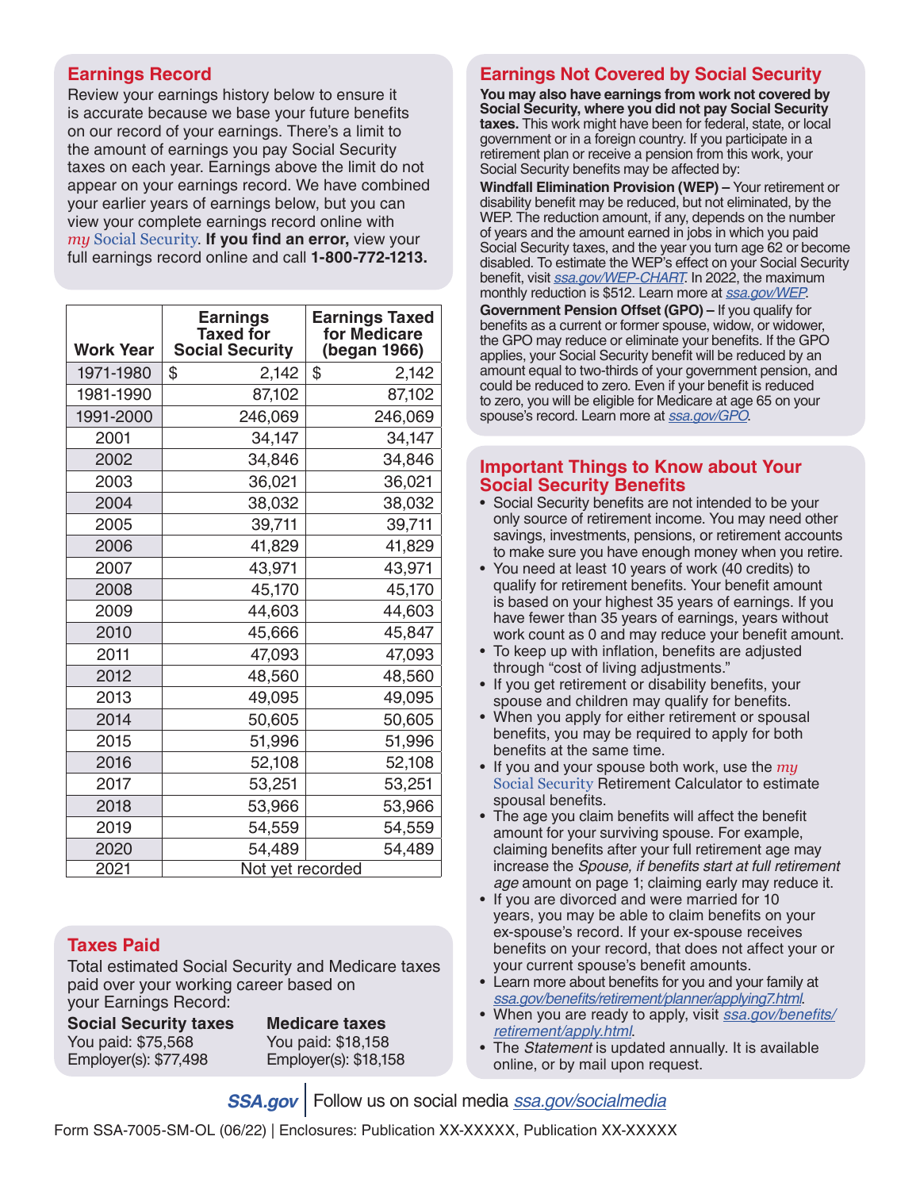## Earnings Record

Review your earnings history below to ensure it is accurate because we base your future benefits on our record of your earnings. There's a limit to the amount of earnings you pay Social Security taxes on each year. Earnings above the limit do not appear on your earnings record. We have combined your earlier years of earnings below, but you can view your complete earnings record online with *my* Social Security. **If you find an error,** view your full earnings record online and call **1-800-772-1213.**

| Work Year | Earnings Taxed for Social Security | Earnings Taxed for Medicare (began 1966) |
|---|---|---|
| 1971-1980 | $ 2,142 | $ 2,142 |
| 1981-1990 | 87,102 | 87,102 |
| 1991-2000 | 246,069 | 246,069 |
| 2001 | 34,147 | 34,147 |
| 2002 | 34,846 | 34,846 |
| 2003 | 36,021 | 36,021 |
| 2004 | 38,032 | 38,032 |
| 2005 | 39,711 | 39,711 |
| 2006 | 41,829 | 41,829 |
| 2007 | 43,971 | 43,971 |
| 2008 | 45,170 | 45,170 |
| 2009 | 44,603 | 44,603 |
| 2010 | 45,666 | 45,847 |
| 2011 | 47,093 | 47,093 |
| 2012 | 48,560 | 48,560 |
| 2013 | 49,095 | 49,095 |
| 2014 | 50,605 | 50,605 |
| 2015 | 51,996 | 51,996 |
| 2016 | 52,108 | 52,108 |
| 2017 | 53,251 | 53,251 |
| 2018 | 53,966 | 53,966 |
| 2019 | 54,559 | 54,559 |
| 2020 | 54,489 | 54,489 |
| 2021 | Not yet recorded | |

## Taxes Paid

Total estimated Social Security and Medicare taxes paid over your working career based on your Earnings Record:

**Social Security taxes**
You paid: $75,568
Employer(s): $77,498

**Medicare taxes**
You paid: $18,158
Employer(s): $18,158

## Earnings Not Covered by Social Security

**You may also have earnings from work not covered by Social Security, where you did not pay Social Security taxes.** This work might have been for federal, state, or local government or in a foreign country. If you participate in a retirement plan or receive a pension from this work, your Social Security benefits may be affected by:

**Windfall Elimination Provision (WEP) –** Your retirement or disability benefit may be reduced, but not eliminated, by the WEP. The reduction amount, if any, depends on the number of years and the amount earned in jobs in which you paid Social Security taxes, and the year you turn age 62 or become disabled. To estimate the WEP's effect on your Social Security benefit, visit ssa.gov/WEP-CHART. In 2022, the maximum monthly reduction is $512. Learn more at ssa.gov/WEP.

**Government Pension Offset (GPO) –** If you qualify for benefits as a current or former spouse, widow, or widower, the GPO may reduce or eliminate your benefits. If the GPO applies, your Social Security benefit will be reduced by an amount equal to two-thirds of your government pension, and could be reduced to zero. Even if your benefit is reduced to zero, you will be eligible for Medicare at age 65 on your spouse's record. Learn more at ssa.gov/GPO.

## Important Things to Know about Your Social Security Benefits

- Social Security benefits are not intended to be your only source of retirement income. You may need other savings, investments, pensions, or retirement accounts to make sure you have enough money when you retire.
- You need at least 10 years of work (40 credits) to qualify for retirement benefits. Your benefit amount is based on your highest 35 years of earnings. If you have fewer than 35 years of earnings, years without work count as 0 and may reduce your benefit amount.
- To keep up with inflation, benefits are adjusted through "cost of living adjustments."
- If you get retirement or disability benefits, your spouse and children may qualify for benefits.
- When you apply for either retirement or spousal benefits, you may be required to apply for both benefits at the same time.
- If you and your spouse both work, use the *my* Social Security Retirement Calculator to estimate spousal benefits.
- The age you claim benefits will affect the benefit amount for your surviving spouse. For example, claiming benefits after your full retirement age may increase the *Spouse, if benefits start at full retirement age* amount on page 1; claiming early may reduce it.
- If you are divorced and were married for 10 years, you may be able to claim benefits on your ex-spouse's record. If your ex-spouse receives benefits on your record, that does not affect your or your current spouse's benefit amounts.
- Learn more about benefits for you and your family at ssa.gov/benefits/retirement/planner/applying7.html.
- When you are ready to apply, visit ssa.gov/benefits/retirement/apply.html.
- The *Statement* is updated annually. It is available online, or by mail upon request.

**SSA.gov** | Follow us on social media ssa.gov/socialmedia

Form SSA-7005-SM-OL (06/22) | Enclosures: Publication XX-XXXXX, Publication XX-XXXXX